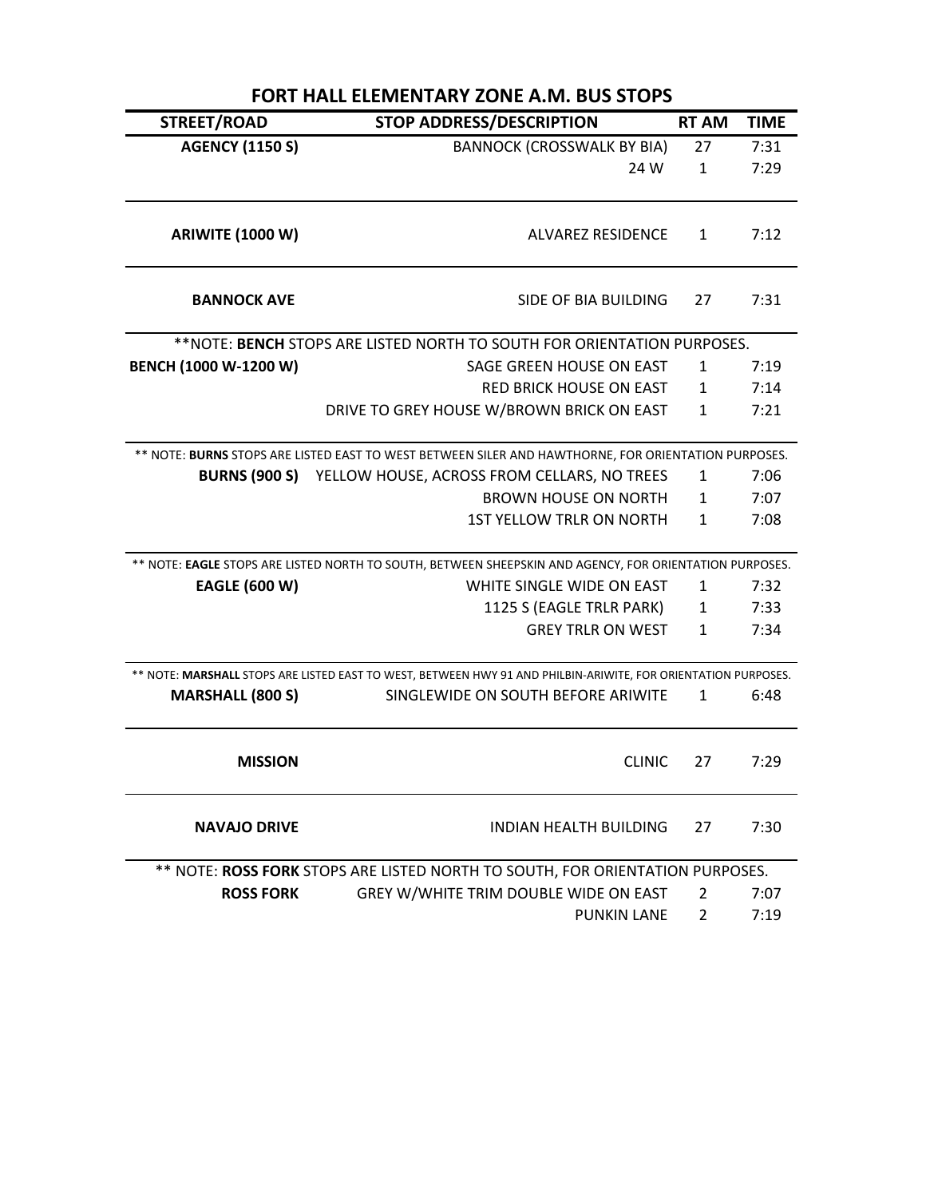# FORT HALL ELEMENTARY ZONE A.M. BUS STOPS

| STREET/ROAD | STOP ADDRESS/DESCRIPTION | RT AM | TIME |
|---|---|---|---|
| **AGENCY (1150 S)** | BANNOCK (CROSSWALK BY BIA) | 27 | 7:31 |
| | 24 W | 1 | 7:29 |
| **ARIWITE (1000 W)** | ALVAREZ RESIDENCE | 1 | 7:12 |
| **BANNOCK AVE** | SIDE OF BIA BUILDING | 27 | 7:31 |
| **NOTE: **BENCH** STOPS ARE LISTED NORTH TO SOUTH FOR ORIENTATION PURPOSES. | | | |
| **BENCH (1000 W-1200 W)** | SAGE GREEN HOUSE ON EAST | 1 | 7:19 |
| | RED BRICK HOUSE ON EAST | 1 | 7:14 |
| | DRIVE TO GREY HOUSE W/BROWN BRICK ON EAST | 1 | 7:21 |
| ** NOTE: **BURNS** STOPS ARE LISTED EAST TO WEST BETWEEN SILER AND HAWTHORNE, FOR ORIENTATION PURPOSES. | | | |
| **BURNS (900 S)** | YELLOW HOUSE, ACROSS FROM CELLARS, NO TREES | 1 | 7:06 |
| | BROWN HOUSE ON NORTH | 1 | 7:07 |
| | 1ST YELLOW TRLR ON NORTH | 1 | 7:08 |
| ** NOTE: **EAGLE** STOPS ARE LISTED NORTH TO SOUTH, BETWEEN SHEEPSKIN AND AGENCY, FOR ORIENTATION PURPOSES. | | | |
| **EAGLE (600 W)** | WHITE SINGLE WIDE ON EAST | 1 | 7:32 |
| | 1125 S (EAGLE TRLR PARK) | 1 | 7:33 |
| | GREY TRLR ON WEST | 1 | 7:34 |
| ** NOTE: **MARSHALL** STOPS ARE LISTED EAST TO WEST, BETWEEN HWY 91 AND PHILBIN-ARIWITE, FOR ORIENTATION PURPOSES. | | | |
| **MARSHALL (800 S)** | SINGLEWIDE ON SOUTH BEFORE ARIWITE | 1 | 6:48 |
| **MISSION** | CLINIC | 27 | 7:29 |
| **NAVAJO DRIVE** | INDIAN HEALTH BUILDING | 27 | 7:30 |
| ** NOTE: **ROSS FORK** STOPS ARE LISTED NORTH TO SOUTH, FOR ORIENTATION PURPOSES. | | | |
| **ROSS FORK** | GREY W/WHITE TRIM DOUBLE WIDE ON EAST | 2 | 7:07 |
| | PUNKIN LANE | 2 | 7:19 |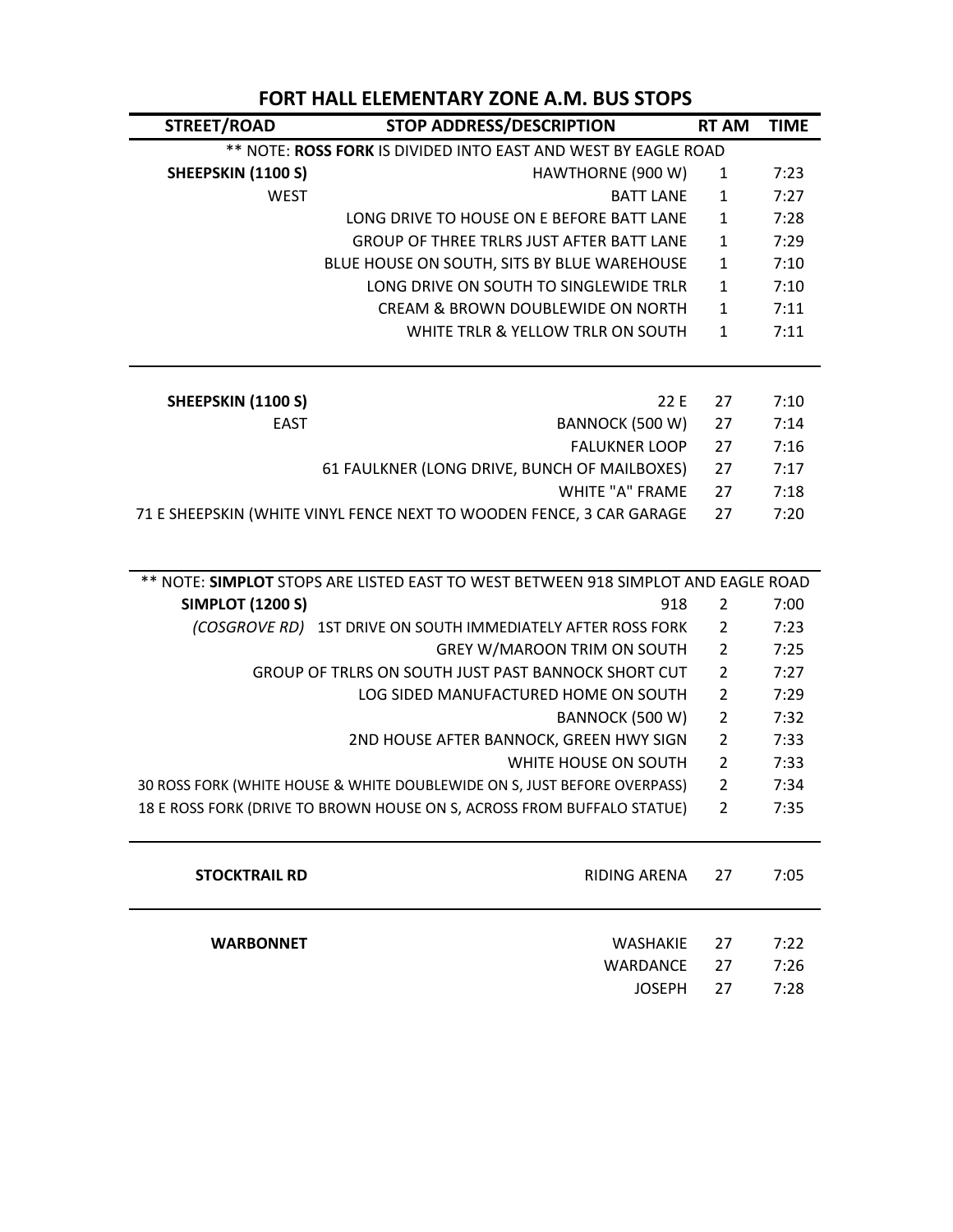# FORT HALL ELEMENTARY ZONE A.M. BUS STOPS

| STREET/ROAD | STOP ADDRESS/DESCRIPTION | RT AM | TIME |
|---|---|---|---|
| ** NOTE: **ROSS FORK** IS DIVIDED INTO EAST AND WEST BY EAGLE ROAD | | | |
| **SHEEPSKIN (1100 S)** | HAWTHORNE (900 W) | 1 | 7:23 |
| WEST | BATT LANE | 1 | 7:27 |
| | LONG DRIVE TO HOUSE ON E BEFORE BATT LANE | 1 | 7:28 |
| | GROUP OF THREE TRLRS JUST AFTER BATT LANE | 1 | 7:29 |
| | BLUE HOUSE ON SOUTH, SITS BY BLUE WAREHOUSE | 1 | 7:10 |
| | LONG DRIVE ON SOUTH TO SINGLEWIDE TRLR | 1 | 7:10 |
| | CREAM & BROWN DOUBLEWIDE ON NORTH | 1 | 7:11 |
| | WHITE TRLR & YELLOW TRLR ON SOUTH | 1 | 7:11 |
| **SHEEPSKIN (1100 S)** | 22 E | 27 | 7:10 |
| EAST | BANNOCK (500 W) | 27 | 7:14 |
| | FALUKNER LOOP | 27 | 7:16 |
| | 61 FAULKNER (LONG DRIVE, BUNCH OF MAILBOXES) | 27 | 7:17 |
| | WHITE "A" FRAME | 27 | 7:18 |
| | 71 E SHEEPSKIN (WHITE VINYL FENCE NEXT TO WOODEN FENCE, 3 CAR GARAGE | 27 | 7:20 |
| ** NOTE: **SIMPLOT** STOPS ARE LISTED EAST TO WEST BETWEEN 918 SIMPLOT AND EAGLE ROAD | | | |
| **SIMPLOT (1200 S)** | 918 | 2 | 7:00 |
| *(COSGROVE RD)* | 1ST DRIVE ON SOUTH IMMEDIATELY AFTER ROSS FORK | 2 | 7:23 |
| | GREY W/MAROON TRIM ON SOUTH | 2 | 7:25 |
| | GROUP OF TRLRS ON SOUTH JUST PAST BANNOCK SHORT CUT | 2 | 7:27 |
| | LOG SIDED MANUFACTURED HOME ON SOUTH | 2 | 7:29 |
| | BANNOCK (500 W) | 2 | 7:32 |
| | 2ND HOUSE AFTER BANNOCK, GREEN HWY SIGN | 2 | 7:33 |
| | WHITE HOUSE ON SOUTH | 2 | 7:33 |
| | 30 ROSS FORK (WHITE HOUSE & WHITE DOUBLEWIDE ON S, JUST BEFORE OVERPASS) | 2 | 7:34 |
| | 18 E ROSS FORK (DRIVE TO BROWN HOUSE ON S, ACROSS FROM BUFFALO STATUE) | 2 | 7:35 |
| **STOCKTRAIL RD** | RIDING ARENA | 27 | 7:05 |
| **WARBONNET** | WASHAKIE | 27 | 7:22 |
| | WARDANCE | 27 | 7:26 |
| | JOSEPH | 27 | 7:28 |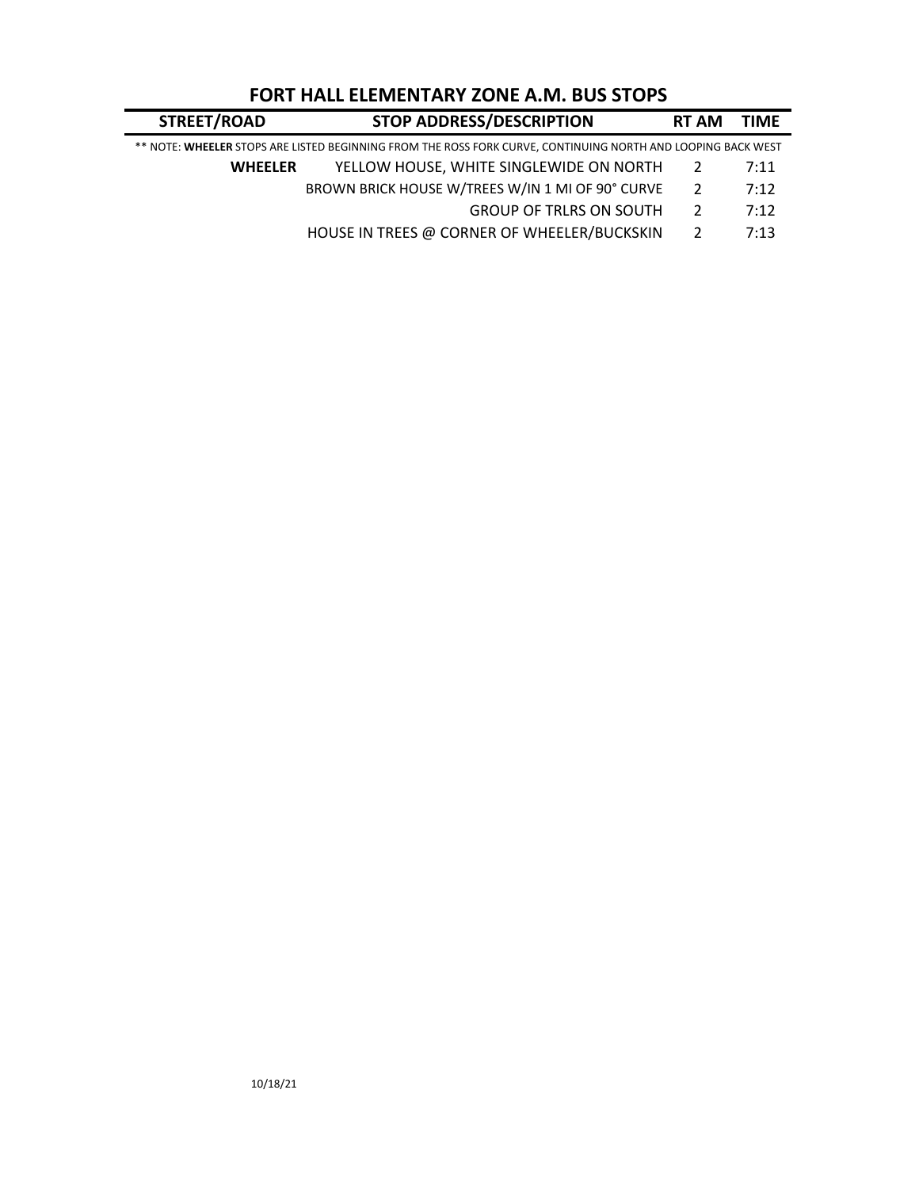# FORT HALL ELEMENTARY ZONE A.M. BUS STOPS

| STREET/ROAD | STOP ADDRESS/DESCRIPTION | RT AM | TIME |
|---|---|---|---|
| ** NOTE: **WHEELER** STOPS ARE LISTED BEGINNING FROM THE ROSS FORK CURVE, CONTINUING NORTH AND LOOPING BACK WEST | | | |
| **WHEELER** | YELLOW HOUSE, WHITE SINGLEWIDE ON NORTH | 2 | 7:11 |
| | BROWN BRICK HOUSE W/TREES W/IN 1 MI OF 90° CURVE | 2 | 7:12 |
| | GROUP OF TRLRS ON SOUTH | 2 | 7:12 |
| | HOUSE IN TREES @ CORNER OF WHEELER/BUCKSKIN | 2 | 7:13 |

10/18/21